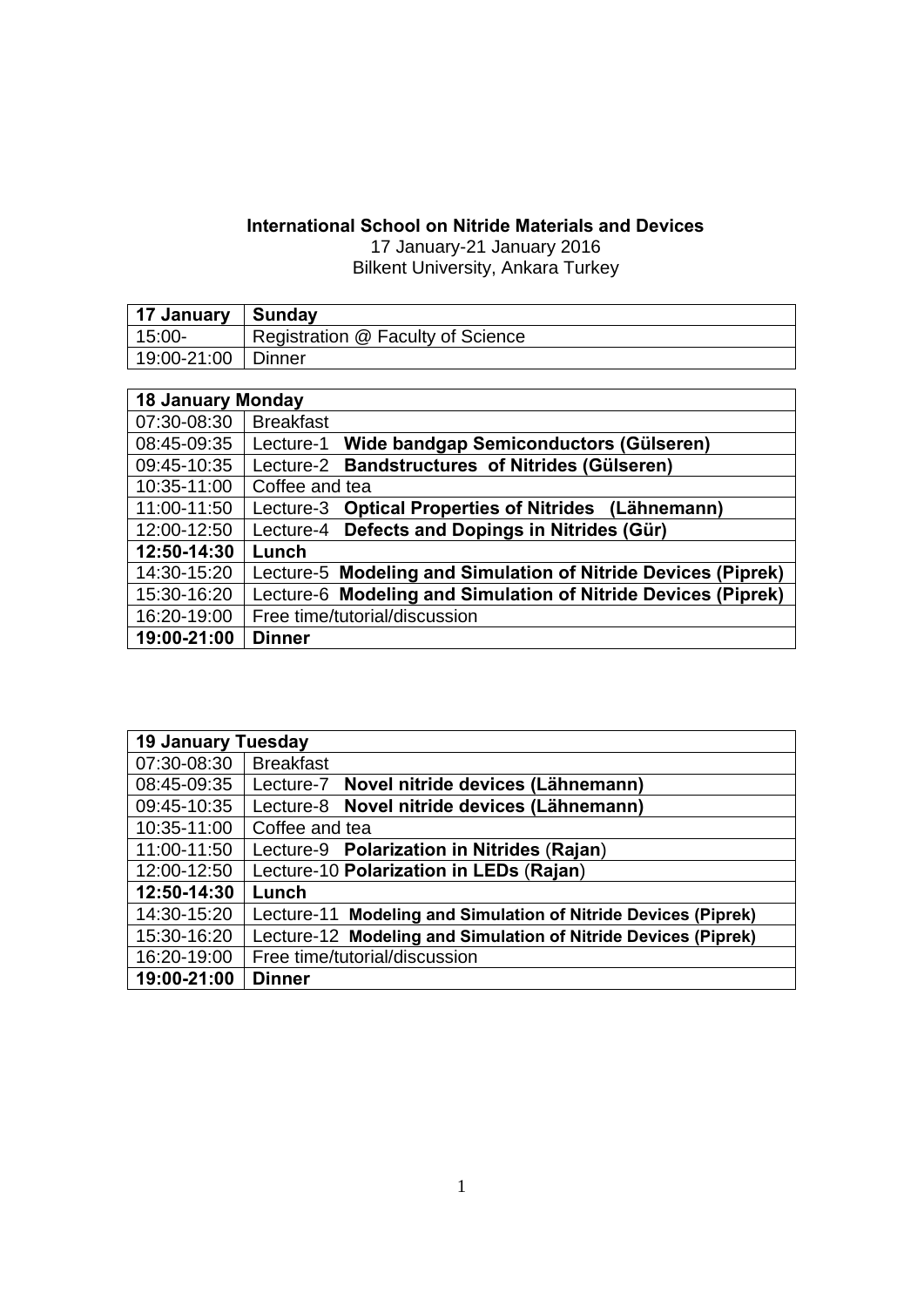**International School on Nitride Materials and Devices**

17 January-21 January 2016

Bilkent University, Ankara Turkey

| **17 January** | **Sunday** |
|---|---|
| 15:00- | Registration @ Faculty of Science |
| 19:00-21:00 | Dinner |

| **18 January Monday** | |
|---|---|
| 07:30-08:30 | Breakfast |
| 08:45-09:35 | Lecture-1 **Wide bandgap Semiconductors (Gülseren)** |
| 09:45-10:35 | Lecture-2 **Bandstructures of Nitrides (Gülseren)** |
| 10:35-11:00 | Coffee and tea |
| 11:00-11:50 | Lecture-3 **Optical Properties of Nitrides (Lähnemann)** |
| 12:00-12:50 | Lecture-4 **Defects and Dopings in Nitrides (Gür)** |
| **12:50-14:30** | **Lunch** |
| 14:30-15:20 | Lecture-5 **Modeling and Simulation of Nitride Devices (Piprek)** |
| 15:30-16:20 | Lecture-6 **Modeling and Simulation of Nitride Devices (Piprek)** |
| 16:20-19:00 | Free time/tutorial/discussion |
| **19:00-21:00** | **Dinner** |

| **19 January Tuesday** | |
|---|---|
| 07:30-08:30 | Breakfast |
| 08:45-09:35 | Lecture-7 **Novel nitride devices (Lähnemann)** |
| 09:45-10:35 | Lecture-8 **Novel nitride devices (Lähnemann)** |
| 10:35-11:00 | Coffee and tea |
| 11:00-11:50 | Lecture-9 **Polarization in Nitrides** (**Rajan**) |
| 12:00-12:50 | Lecture-10 **Polarization in LEDs** (**Rajan**) |
| **12:50-14:30** | **Lunch** |
| 14:30-15:20 | Lecture-11 **Modeling and Simulation of Nitride Devices (Piprek)** |
| 15:30-16:20 | Lecture-12 **Modeling and Simulation of Nitride Devices (Piprek)** |
| 16:20-19:00 | Free time/tutorial/discussion |
| **19:00-21:00** | **Dinner** |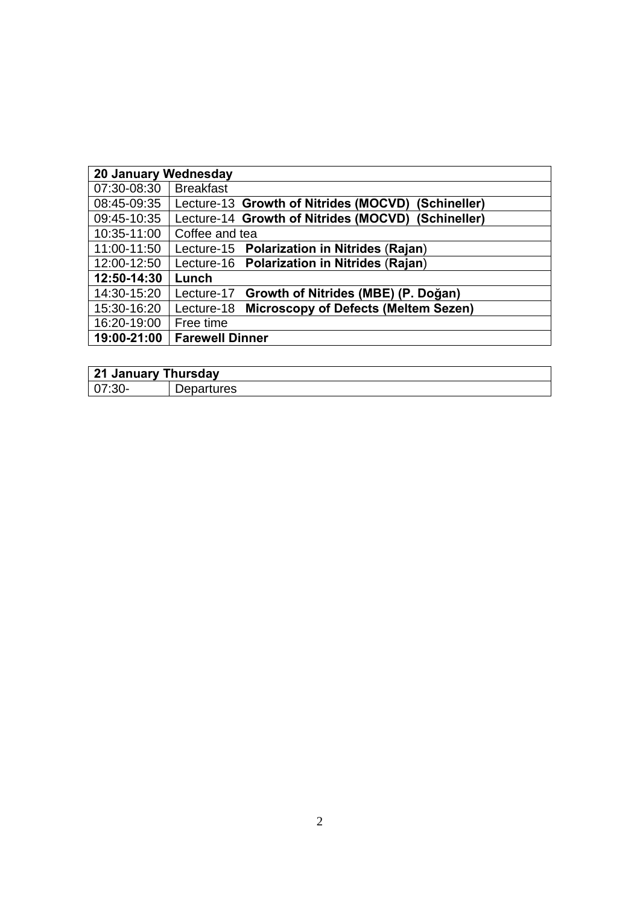| **20 January Wednesday** | |
|---|---|
| 07:30-08:30 | Breakfast |
| 08:45-09:35 | Lecture-13 **Growth of Nitrides (MOCVD) (Schineller)** |
| 09:45-10:35 | Lecture-14 **Growth of Nitrides (MOCVD) (Schineller)** |
| 10:35-11:00 | Coffee and tea |
| 11:00-11:50 | Lecture-15 **Polarization in Nitrides** (**Rajan**) |
| 12:00-12:50 | Lecture-16 **Polarization in Nitrides** (**Rajan**) |
| **12:50-14:30** | **Lunch** |
| 14:30-15:20 | Lecture-17 **Growth of Nitrides (MBE) (P. Doğan)** |
| 15:30-16:20 | Lecture-18 **Microscopy of Defects (Meltem Sezen)** |
| 16:20-19:00 | Free time |
| **19:00-21:00** | **Farewell Dinner** |

| **21 January Thursday** | |
|---|---|
| 07:30- | Departures |